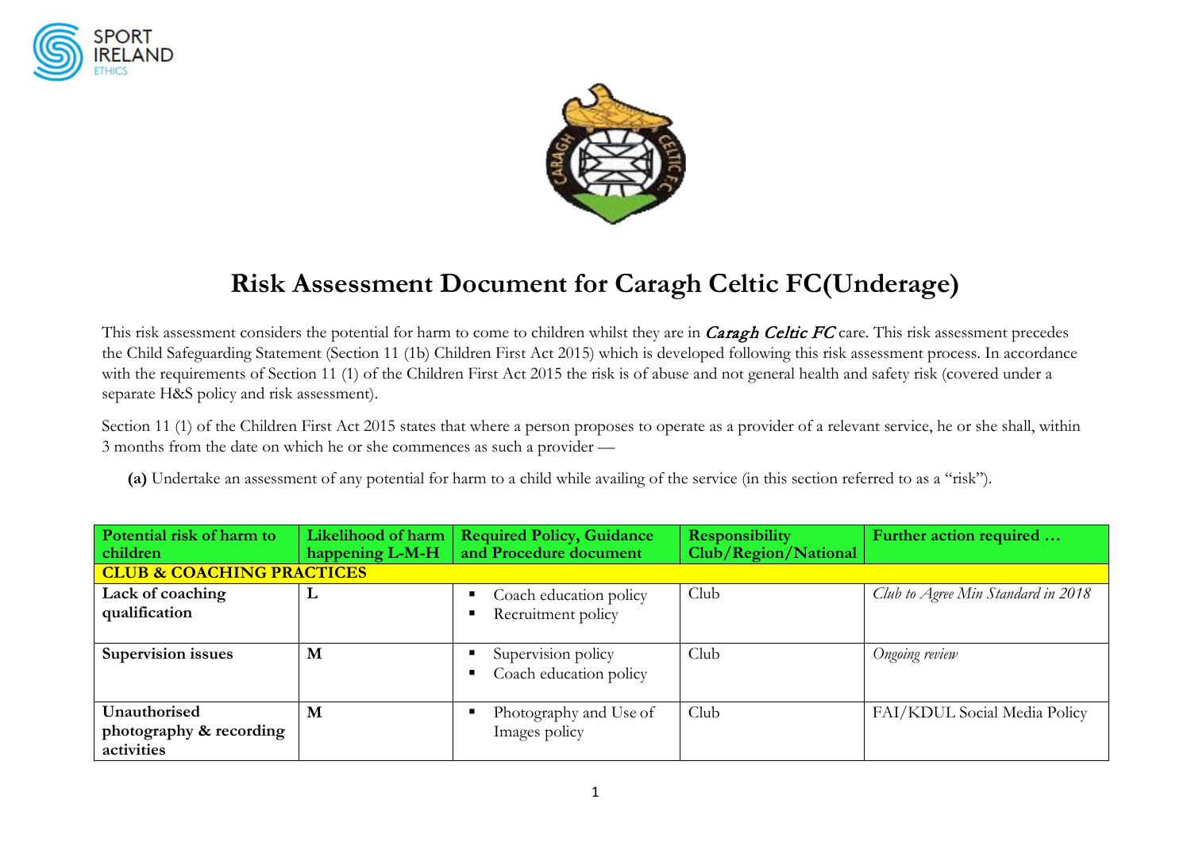# Risk Assessment Document for Caragh Celtic FC(Underage)

This risk assessment considers the potential for harm to come to children whilst they are in *Caragh Celtic FC* care. This risk assessment precedes the Child Safeguarding Statement (Section 11 (1b) Children First Act 2015) which is developed following this risk assessment process. In accordance with the requirements of Section 11 (1) of the Children First Act 2015 the risk is of abuse and not general health and safety risk (covered under a separate H&S policy and risk assessment).

Section 11 (1) of the Children First Act 2015 states that where a person proposes to operate as a provider of a relevant service, he or she shall, within 3 months from the date on which he or she commences as such a provider —

**(a)** Undertake an assessment of any potential for harm to a child while availing of the service (in this section referred to as a "risk").

| Potential risk of harm to children | Likelihood of harm happening L-M-H | Required Policy, Guidance and Procedure document | Responsibility Club/Region/National | Further action required … |
|---|---|---|---|---|
| **CLUB & COACHING PRACTICES** | | | | |
| **Lack of coaching qualification** | **L** | ▪ Coach education policy<br>▪ Recruitment policy | Club | *Club to Agree Min Standard in 2018* |
| **Supervision issues** | **M** | ▪ Supervision policy<br>▪ Coach education policy | Club | *Ongoing review* |
| **Unauthorised photography & recording activities** | **M** | ▪ Photography and Use of Images policy | Club | FAI/KDUL Social Media Policy |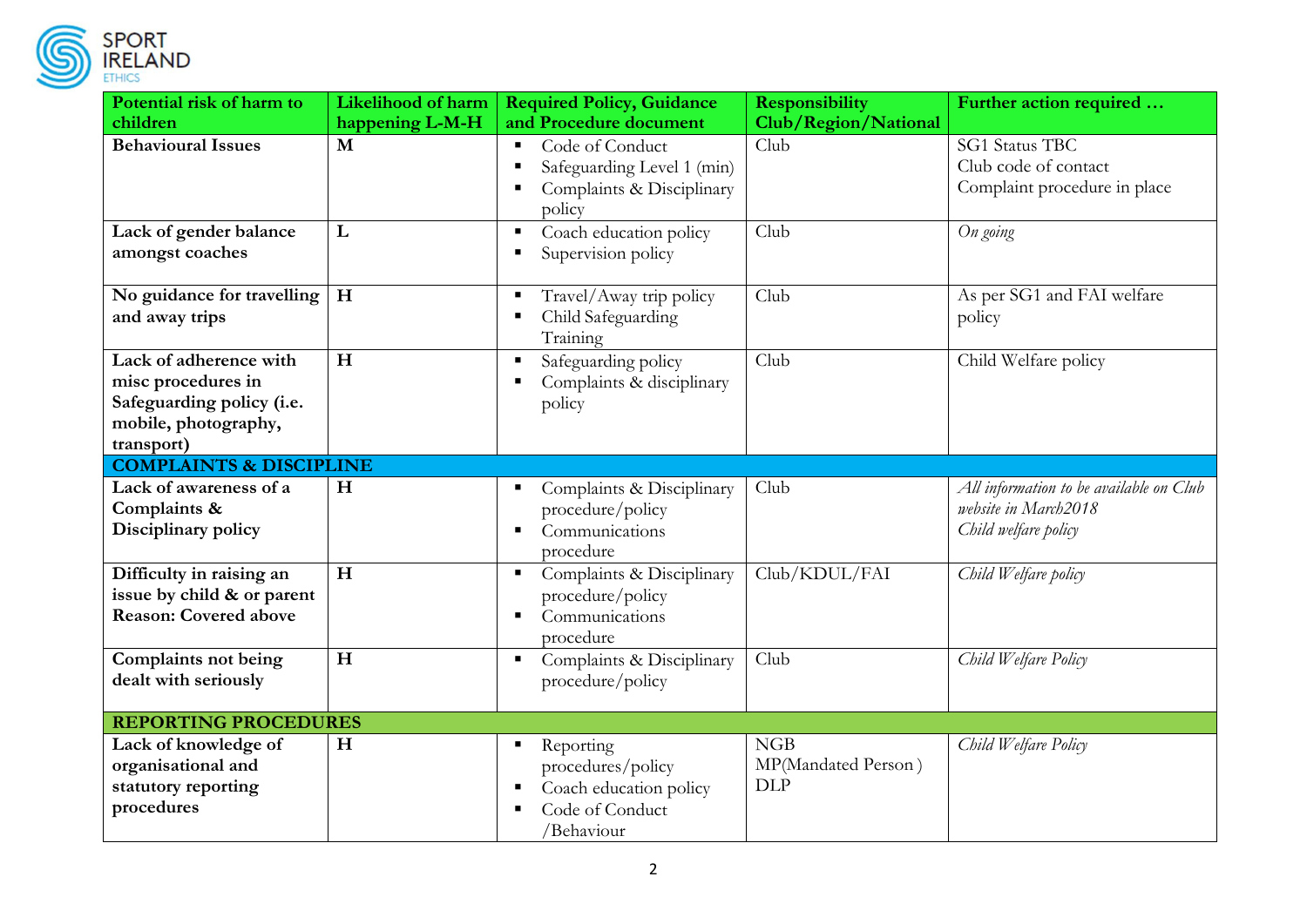| Potential risk of harm to children | Likelihood of harm happening L-M-H | Required Policy, Guidance and Procedure document | Responsibility Club/Region/National | Further action required … |
|---|---|---|---|---|
| **Behavioural Issues** | **M** | ▪ Code of Conduct<br>▪ Safeguarding Level 1 (min)<br>▪ Complaints & Disciplinary policy | Club | SG1 Status TBC<br>Club code of contact<br>Complaint procedure in place |
| **Lack of gender balance amongst coaches** | **L** | ▪ Coach education policy<br>▪ Supervision policy | Club | *On going* |
| **No guidance for travelling and away trips** | **H** | ▪ Travel/Away trip policy<br>▪ Child Safeguarding Training | Club | As per SG1 and FAI welfare policy |
| **Lack of adherence with misc procedures in Safeguarding policy (i.e. mobile, photography, transport)** | **H** | ▪ Safeguarding policy<br>▪ Complaints & disciplinary policy | Club | Child Welfare policy |
| **COMPLAINTS & DISCIPLINE** | | | | |
| **Lack of awareness of a Complaints & Disciplinary policy** | **H** | ▪ Complaints & Disciplinary procedure/policy<br>▪ Communications procedure | Club | *All information to be available on Club website in March2018*<br>*Child welfare policy* |
| **Difficulty in raising an issue by child & or parent Reason: Covered above** | **H** | ▪ Complaints & Disciplinary procedure/policy<br>▪ Communications procedure | Club/KDUL/FAI | *Child Welfare policy* |
| **Complaints not being dealt with seriously** | **H** | ▪ Complaints & Disciplinary procedure/policy | Club | *Child Welfare Policy* |
| **REPORTING PROCEDURES** | | | | |
| **Lack of knowledge of organisational and statutory reporting procedures** | **H** | ▪ Reporting procedures/policy<br>▪ Coach education policy<br>▪ Code of Conduct /Behaviour | NGB<br>MP(Mandated Person )<br>DLP | *Child Welfare Policy* |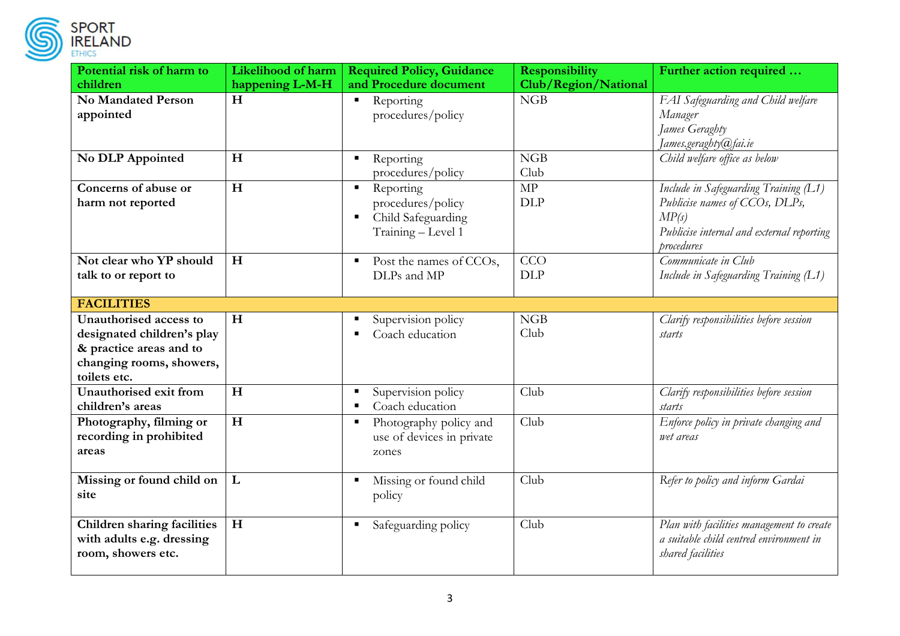| Potential risk of harm to children | Likelihood of harm happening L-M-H | Required Policy, Guidance and Procedure document | Responsibility Club/Region/National | Further action required … |
|---|---|---|---|---|
| **No Mandated Person appointed** | **H** | ▪ Reporting procedures/policy | NGB | *FAI Safeguarding and Child welfare Manager* <br> *James Geraghty* <br> *James.geraghty@fai.ie* |
| **No DLP Appointed** | **H** | ▪ Reporting procedures/policy | NGB <br> Club | *Child welfare office as below* |
| **Concerns of abuse or harm not reported** | **H** | ▪ Reporting procedures/policy <br> ▪ Child Safeguarding Training – Level 1 | MP <br> DLP | *Include in Safeguarding Training (L1)* <br> *Publicise names of CCOs, DLPs, MP(s)* <br> *Publicise internal and external reporting procedures* |
| **Not clear who YP should talk to or report to** | **H** | ▪ Post the names of CCOs, DLPs and MP | CCO <br> DLP | *Communicate in Club* <br> *Include in Safeguarding Training (L1)* |
| **FACILITIES** | | | | |
| **Unauthorised access to designated children's play & practice areas and to changing rooms, showers, toilets etc.** | **H** | ▪ Supervision policy <br> ▪ Coach education | NGB <br> Club | *Clarify responsibilities before session starts* |
| **Unauthorised exit from children's areas** | **H** | ▪ Supervision policy <br> ▪ Coach education | Club | *Clarify responsibilities before session starts* |
| **Photography, filming or recording in prohibited areas** | **H** | ▪ Photography policy and use of devices in private zones | Club | *Enforce policy in private changing and wet areas* |
| **Missing or found child on site** | **L** | ▪ Missing or found child policy | Club | *Refer to policy and inform Gardai* |
| **Children sharing facilities with adults e.g. dressing room, showers etc.** | **H** | ▪ Safeguarding policy | Club | *Plan with facilities management to create a suitable child centred environment in shared facilities* |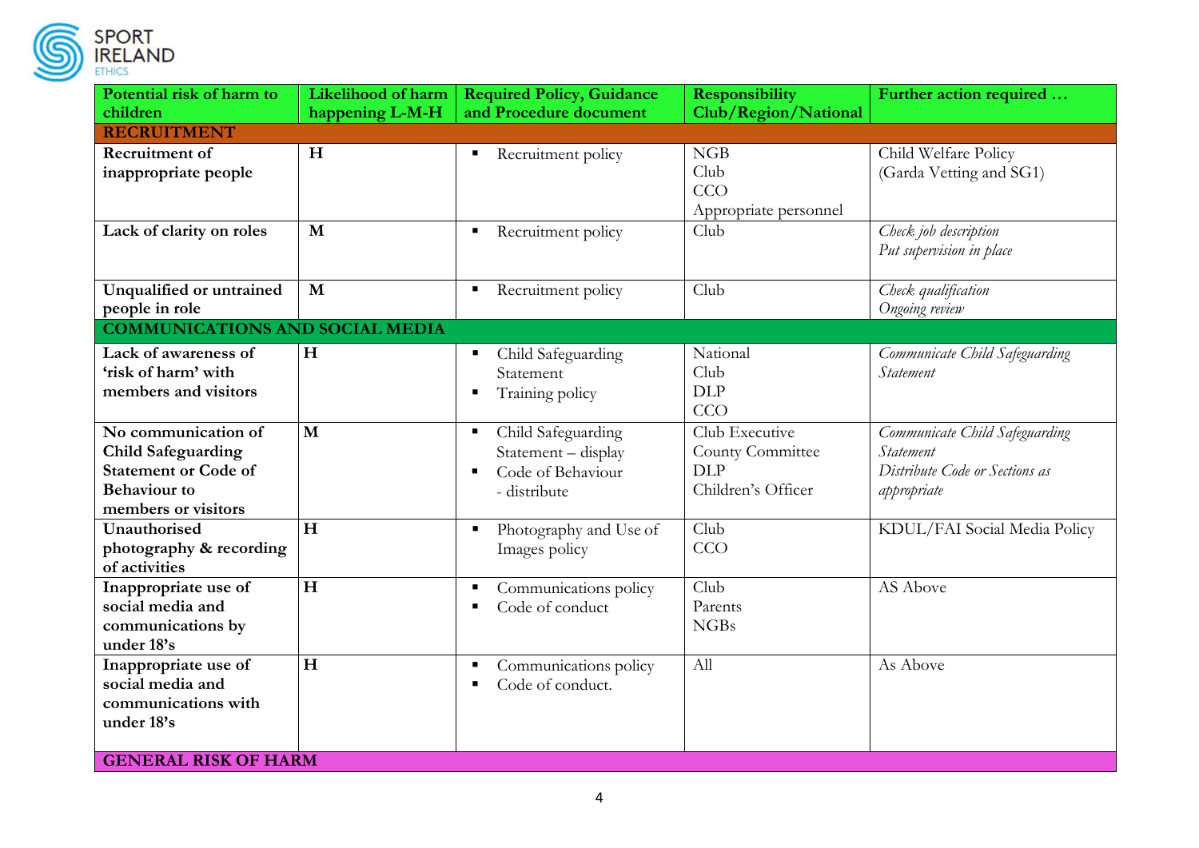| Potential risk of harm to children | Likelihood of harm happening L-M-H | Required Policy, Guidance and Procedure document | Responsibility Club/Region/National | Further action required … |
|---|---|---|---|---|
| **RECRUITMENT** | | | | |
| **Recruitment of inappropriate people** | **H** | ▪ Recruitment policy | NGB<br>Club<br>CCO<br>Appropriate personnel | Child Welfare Policy<br>(Garda Vetting and SG1) |
| **Lack of clarity on roles** | **M** | ▪ Recruitment policy | Club | *Check job description*<br>*Put supervision in place* |
| **Unqualified or untrained people in role** | **M** | ▪ Recruitment policy | Club | *Check qualification*<br>*Ongoing review* |
| **COMMUNICATIONS AND SOCIAL MEDIA** | | | | |
| **Lack of awareness of 'risk of harm' with members and visitors** | **H** | ▪ Child Safeguarding Statement<br>▪ Training policy | National<br>Club<br>DLP<br>CCO | *Communicate Child Safeguarding Statement* |
| **No communication of Child Safeguarding Statement or Code of Behaviour to members or visitors** | **M** | ▪ Child Safeguarding Statement – display<br>▪ Code of Behaviour - distribute | Club Executive<br>County Committee<br>DLP<br>Children's Officer | *Communicate Child Safeguarding Statement*<br>*Distribute Code or Sections as appropriate* |
| **Unauthorised photography & recording of activities** | **H** | ▪ Photography and Use of Images policy | Club<br>CCO | KDUL/FAI Social Media Policy |
| **Inappropriate use of social media and communications by under 18's** | **H** | ▪ Communications policy<br>▪ Code of conduct | Club<br>Parents<br>NGBs | AS Above |
| **Inappropriate use of social media and communications with under 18's** | **H** | ▪ Communications policy<br>▪ Code of conduct. | All | As Above |
| **GENERAL RISK OF HARM** | | | | |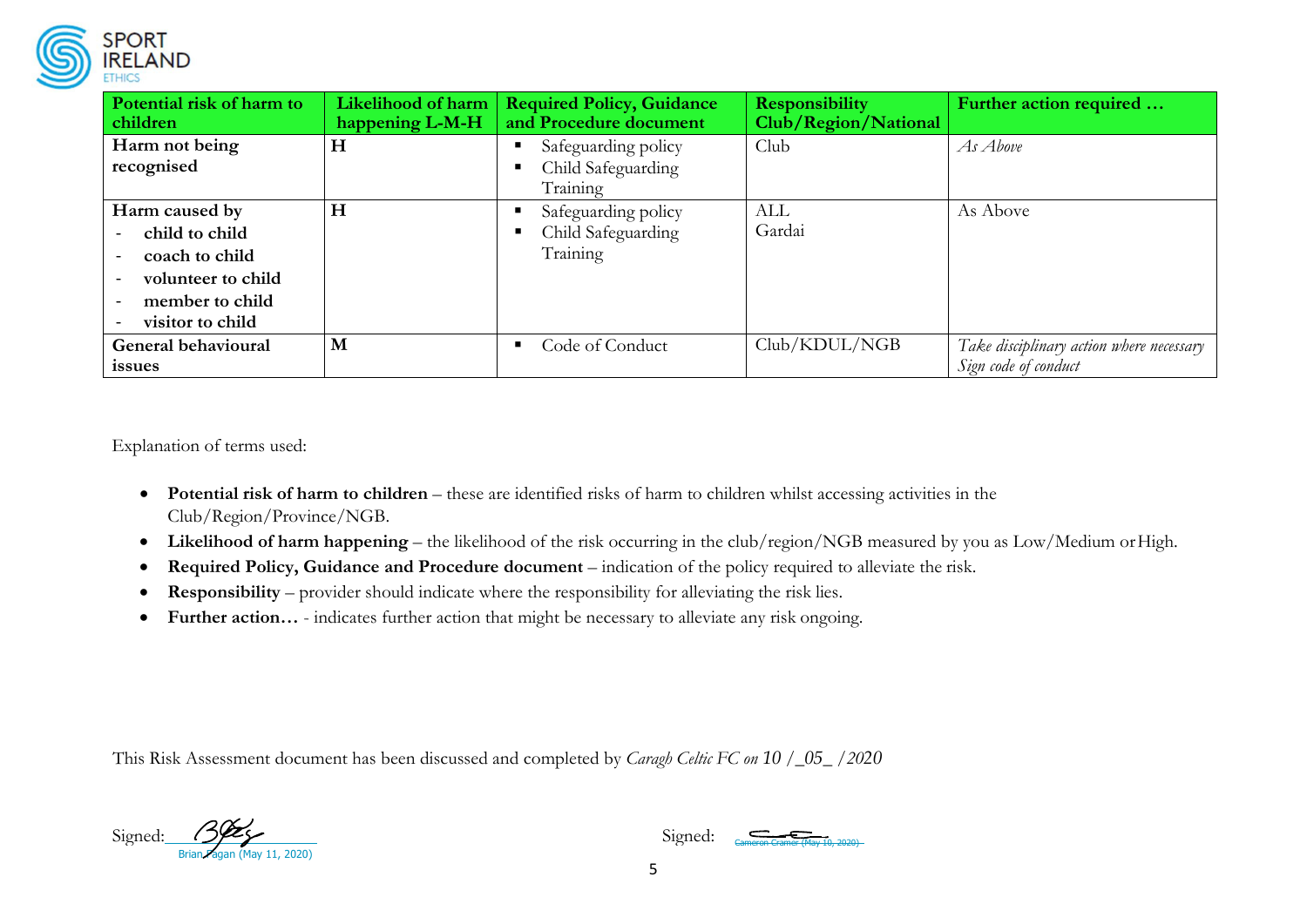| Potential risk of harm to children | Likelihood of harm happening L-M-H | Required Policy, Guidance and Procedure document | Responsibility Club/Region/National | Further action required … |
|---|---|---|---|---|
| **Harm not being recognised** | **H** | ▪ Safeguarding policy<br>▪ Child Safeguarding Training | Club | *As Above* |
| **Harm caused by**<br>- **child to child**<br>- **coach to child**<br>- **volunteer to child**<br>- **member to child**<br>- **visitor to child** | **H** | ▪ Safeguarding policy<br>▪ Child Safeguarding Training | ALL<br>Gardai | As Above |
| **General behavioural issues** | **M** | ▪ Code of Conduct | Club/KDUL/NGB | *Take disciplinary action where necessary*<br>*Sign code of conduct* |

Explanation of terms used:

- **Potential risk of harm to children** – these are identified risks of harm to children whilst accessing activities in the Club/Region/Province/NGB.
- **Likelihood of harm happening** – the likelihood of the risk occurring in the club/region/NGB measured by you as Low/Medium or High.
- **Required Policy, Guidance and Procedure document** – indication of the policy required to alleviate the risk.
- **Responsibility** – provider should indicate where the responsibility for alleviating the risk lies.
- **Further action…** - indicates further action that might be necessary to alleviate any risk ongoing.

This Risk Assessment document has been discussed and completed by *Caragh Celtic FC on 10 /_05_ /2020*

Signed: Brian Fagan (May 11, 2020)

Signed: Cameron Cramer (May 10, 2020)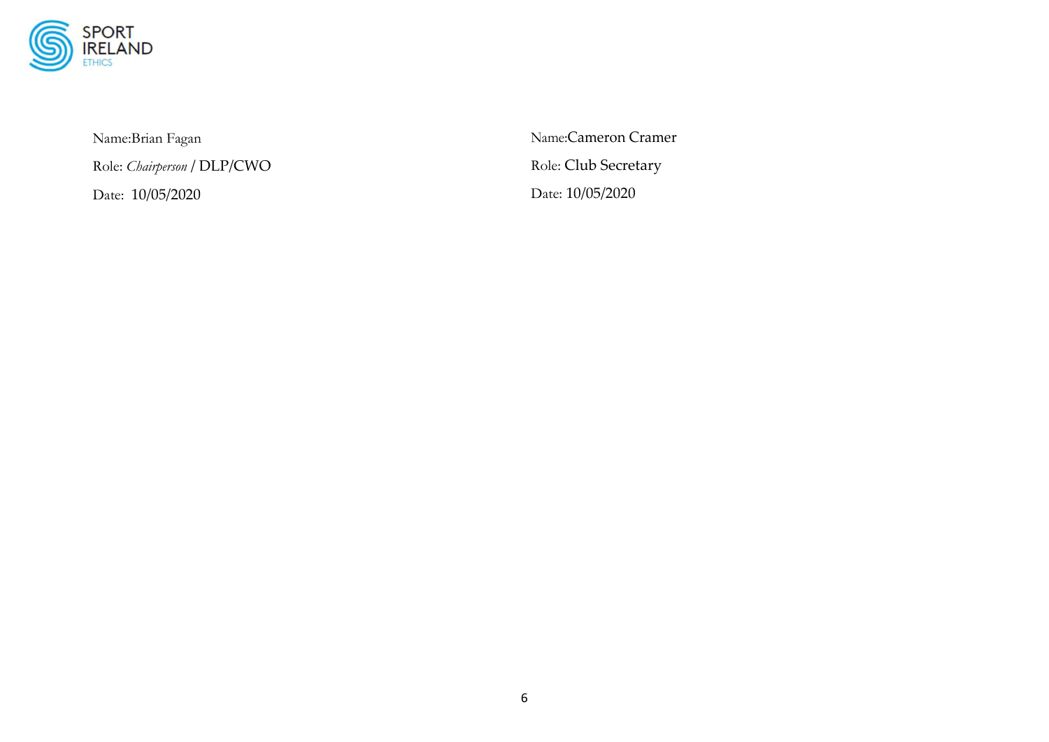Name:Brian Fagan

Role: *Chairperson* / DLP/CWO

Date: 10/05/2020

Name:Cameron Cramer

Role: Club Secretary

Date: 10/05/2020